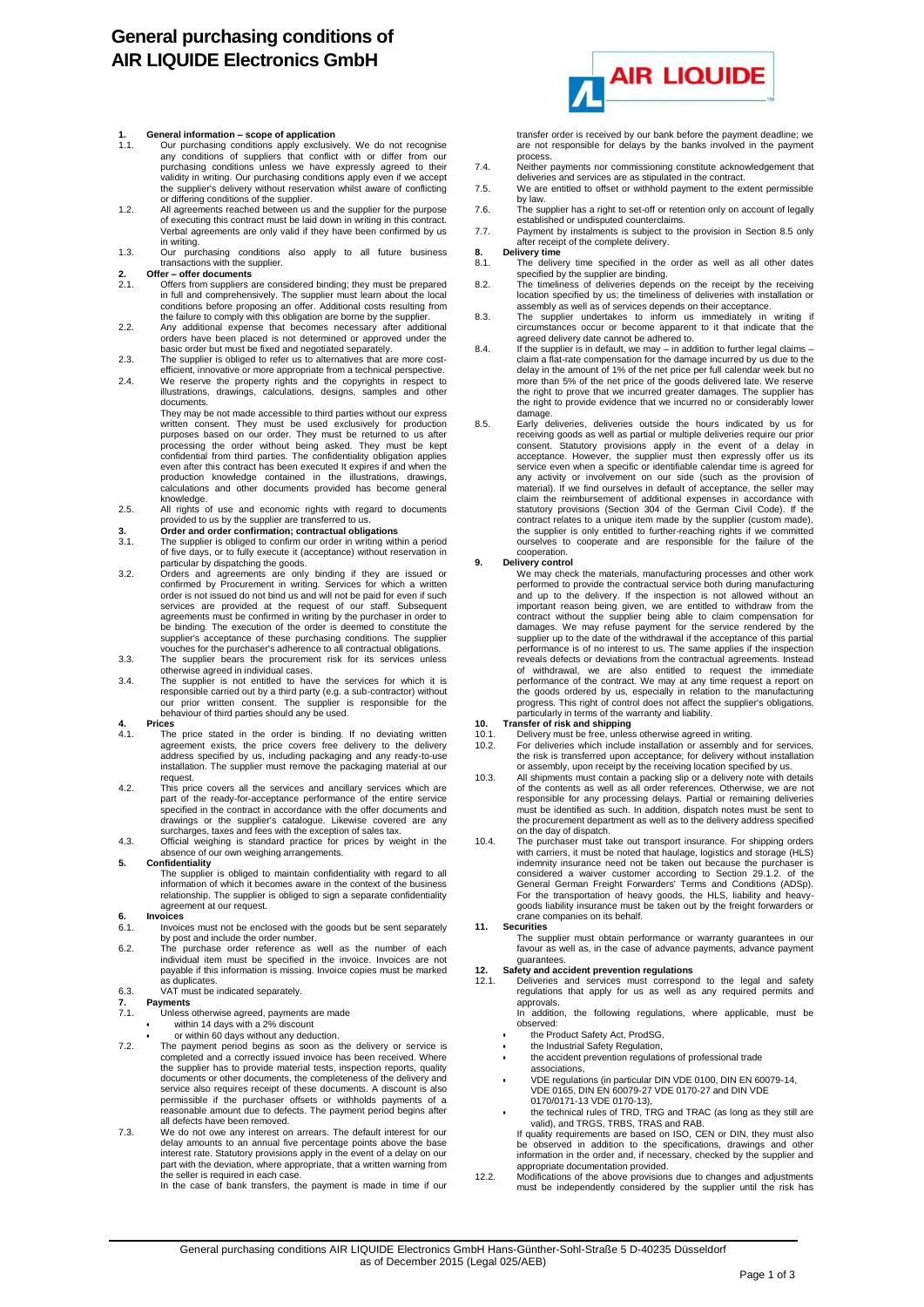# General purchasing conditions of AIR LIQUIDE Electronics GmbH

**1. General information – scope of application**

1.1. Our purchasing conditions apply exclusively. We do not recognise any conditions of suppliers that conflict with or differ from our purchasing conditions unless we have expressly agreed to their validity in writing. Our purchasing conditions apply even if we accept the supplier's delivery without reservation whilst aware of conflicting or differing conditions of the supplier.

1.2. All agreements reached between us and the supplier for the purpose of executing this contract must be laid down in writing in this contract. Verbal agreements are only valid if they have been confirmed by us in writing.

1.3. Our purchasing conditions also apply to all future business transactions with the supplier.

**2. Offer – offer documents**

2.1. Offers from suppliers are considered binding; they must be prepared in full and comprehensively. The supplier must learn about the local conditions before proposing an offer. Additional costs resulting from the failure to comply with this obligation are borne by the supplier.

2.2. Any additional expense that becomes necessary after additional orders have been placed is not determined or approved under the basic order but must be fixed and negotiated separately.

2.3. The supplier is obliged to refer us to alternatives that are more cost-efficient, innovative or more appropriate from a technical perspective.

2.4. We reserve the property rights and the copyrights in respect to illustrations, drawings, calculations, designs, samples and other documents.
They may be not made accessible to third parties without our express written consent. They must be used exclusively for production purposes based on our order. They must be returned to us after processing the order without being asked. They must be kept confidential from third parties. The confidentiality obligation applies even after this contract has been executed It expires if and when the production knowledge contained in the illustrations, drawings, calculations and other documents provided has become general knowledge.

2.5. All rights of use and economic rights with regard to documents provided to us by the supplier are transferred to us.

**3. Order and order confirmation; contractual obligations**

3.1. The supplier is obliged to confirm our order in writing within a period of five days, or to fully execute it (acceptance) without reservation in particular by dispatching the goods.

3.2. Orders and agreements are only binding if they are issued or confirmed by Procurement in writing. Services for which a written order is not issued do not bind us and will not be paid for even if such services are provided at the request of our staff. Subsequent agreements must be confirmed in writing by the purchaser in order to be binding. The execution of the order is deemed to constitute the supplier's acceptance of these purchasing conditions. The supplier vouches for the purchaser's adherence to all contractual obligations.

3.3. The supplier bears the procurement risk for its services unless otherwise agreed in individual cases.

3.4. The supplier is not entitled to have the services for which it is responsible carried out by a third party (e.g. a sub-contractor) without our prior written consent. The supplier is responsible for the behaviour of third parties should any be used.

**4. Prices**

4.1. The price stated in the order is binding. If no deviating written agreement exists, the price covers free delivery to the delivery address specified by us, including packaging and any ready-to-use installation. The supplier must remove the packaging material at our request.

4.2. This price covers all the services and ancillary services which are part of the ready-for-acceptance performance of the entire service specified in the contract in accordance with the offer documents and drawings or the supplier's catalogue. Likewise covered are any surcharges, taxes and fees with the exception of sales tax.

4.3. Official weighing is standard practice for prices by weight in the absence of our own weighing arrangements.

**5. Confidentiality**

The supplier is obliged to maintain confidentiality with regard to all information of which it becomes aware in the context of the business relationship. The supplier is obliged to sign a separate confidentiality agreement at our request.

**6. Invoices**

6.1. Invoices must not be enclosed with the goods but be sent separately by post and include the order number.

6.2. The purchase order reference as well as the number of each individual item must be specified in the invoice. Invoices are not payable if this information is missing. Invoice copies must be marked as duplicates.

6.3. VAT must be indicated separately.

**7. Payments**

7.1. Unless otherwise agreed, payments are made
- within 14 days with a 2% discount
- or within 60 days without any deduction.

7.2. The payment period begins as soon as the delivery or service is completed and a correctly issued invoice has been received. Where the supplier has to provide material tests, inspection reports, quality documents or other documents, the completeness of the delivery and service also requires receipt of these documents. A discount is also permissible if the purchaser offsets or withholds payments of a reasonable amount due to defects. The payment period begins after all defects have been removed.

7.3. We do not owe any interest on arrears. The default interest for our delay amounts to an annual five percentage points above the base interest rate. Statutory provisions apply in the event of a delay on our part with the deviation, where appropriate, that a written warning from the seller is required in each case.
In the case of bank transfers, the payment is made in time if our transfer order is received by our bank before the payment deadline; we are not responsible for delays by the banks involved in the payment process.

7.4. Neither payments nor commissioning constitute acknowledgement that deliveries and services are as stipulated in the contract.

7.5. We are entitled to offset or withhold payment to the extent permissible by law.

7.6. The supplier has a right to set-off or retention only on account of legally established or undisputed counterclaims.

7.7. Payment by instalments is subject to the provision in Section 8.5 only after receipt of the complete delivery.

**8. Delivery time**

8.1. The delivery time specified in the order as well as all other dates specified by the supplier are binding.

8.2. The timeliness of deliveries depends on the receipt by the receiving location specified by us; the timeliness of deliveries with installation or assembly as well as of services depends on their acceptance.

8.3. The supplier undertakes to inform us immediately in writing if circumstances occur or become apparent to it that indicate that the agreed delivery date cannot be adhered to.

8.4. If the supplier is in default, we may – in addition to further legal claims – claim a flat-rate compensation for the damage incurred by us due to the delay in the amount of 1% of the net price per full calendar week but no more than 5% of the net price of the goods delivered late. We reserve the right to prove that we incurred greater damages. The supplier has the right to provide evidence that we incurred no or considerably lower damage.

8.5. Early deliveries, deliveries outside the hours indicated by us for receiving goods as well as partial or multiple deliveries require our prior consent. Statutory provisions apply in the event of a delay in acceptance. However, the supplier must then expressly offer us its service even when a specific or identifiable calendar time is agreed for any activity or involvement on our side (such as the provision of material). If we find ourselves in default of acceptance, the seller may claim the reimbursement of additional expenses in accordance with statutory provisions (Section 304 of the German Civil Code). If the contract relates to a unique item made by the supplier (custom made), the supplier is only entitled to further-reaching rights if we committed ourselves to cooperate and are responsible for the failure of the cooperation.

**9. Delivery control**

We may check the materials, manufacturing processes and other work performed to provide the contractual service both during manufacturing and up to the delivery. If the inspection is not allowed without an important reason being given, we are entitled to withdraw from the contract without the supplier being able to claim compensation for damages. We may refuse payment for the service rendered by the supplier up to the date of the withdrawal if the acceptance of this partial performance is of no interest to us. The same applies if the inspection reveals defects or deviations from the contractual agreements. Instead of withdrawal, we are also entitled to request the immediate performance of the contract. We may at any time request a report on the goods ordered by us, especially in relation to the manufacturing progress. This right of control does not affect the supplier's obligations, particularly in terms of the warranty and liability.

**10. Transfer of risk and shipping**

10.1. Delivery must be free, unless otherwise agreed in writing.

10.2. For deliveries which include installation or assembly and for services, the risk is transferred upon acceptance; for delivery without installation or assembly, upon receipt by the receiving location specified by us.

10.3. All shipments must contain a packing slip or a delivery note with details of the contents as well as all order references. Otherwise, we are not responsible for any processing delays. Partial or remaining deliveries must be identified as such. In addition, dispatch notes must be sent to the procurement department as well as to the delivery address specified on the day of dispatch.

10.4. The purchaser must take out transport insurance. For shipping orders with carriers, it must be noted that haulage, logistics and storage (HLS) indemnity insurance need not be taken out because the purchaser is considered a waiver customer according to Section 29.1.2. of the General German Freight Forwarders' Terms and Conditions (ADSp). For the transportation of heavy goods, the HLS, liability and heavy-goods liability insurance must be taken out by the freight forwarders or crane companies on its behalf.

**11. Securities**

The supplier must obtain performance or warranty guarantees in our favour as well as, in the case of advance payments, advance payment guarantees.

**12. Safety and accident prevention regulations**

12.1. Deliveries and services must correspond to the legal and safety regulations that apply for us as well as any required permits and approvals.
In addition, the following regulations, where applicable, must be observed:
- the Product Safety Act, ProdSG,
- the Industrial Safety Regulation,
- the accident prevention regulations of professional trade associations,
- VDE regulations (in particular DIN VDE 0100, DIN EN 60079-14, VDE 0165, DIN EN 60079-27 VDE 0170-27 and DIN VDE 0170/0171-13 VDE 0170-13),
- the technical rules of TRD, TRG and TRAC (as long as they still are valid), and TRGS, TRBS, TRAS and RAB.

If quality requirements are based on ISO, CEN or DIN, they must also be observed in addition to the specifications, drawings and other information in the order and, if necessary, checked by the supplier and appropriate documentation provided.

12.2. Modifications of the above provisions due to changes and adjustments must be independently considered by the supplier until the risk has

General purchasing conditions AIR LIQUIDE Electronics GmbH Hans-Günther-Sohl-Straße 5 D-40235 Düsseldorf
as of December 2015 (Legal 025/AEB)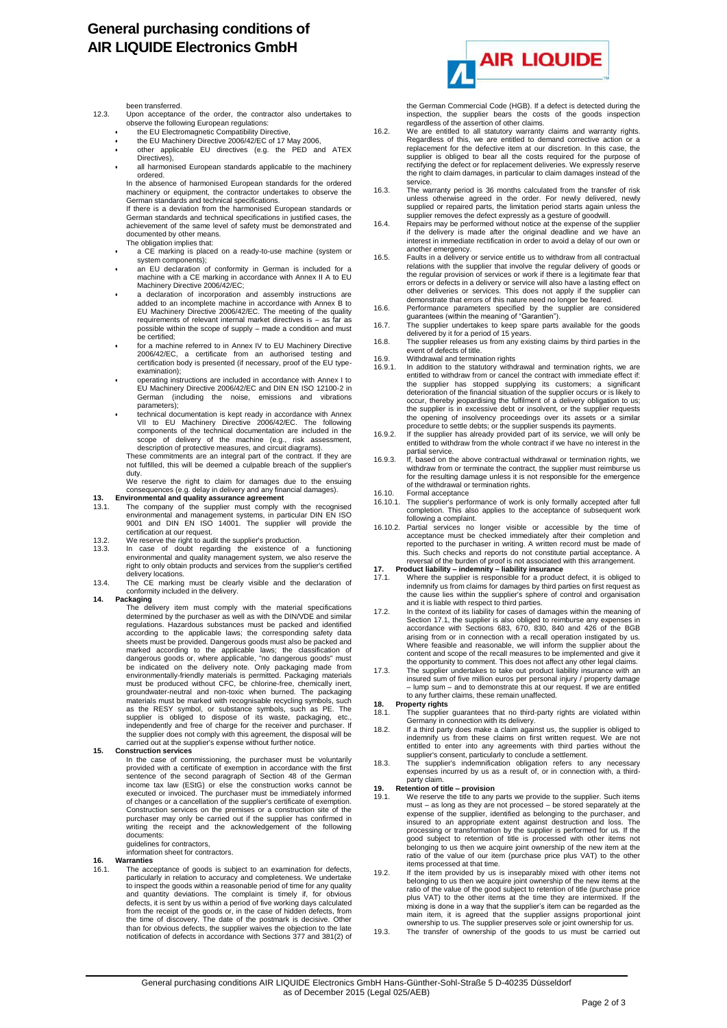been transferred.

12.3. Upon acceptance of the order, the contractor also undertakes to observe the following European regulations:

- the EU Electromagnetic Compatibility Directive,
- the EU Machinery Directive 2006/42/EC of 17 May 2006,
- other applicable EU directives (e.g. the PED and ATEX Directives),
- all harmonised European standards applicable to the machinery ordered.

In the absence of harmonised European standards for the ordered machinery or equipment, the contractor undertakes to observe the German standards and technical specifications.

If there is a deviation from the harmonised European standards or German standards and technical specifications in justified cases, the achievement of the same level of safety must be demonstrated and documented by other means.

The obligation implies that:

- a CE marking is placed on a ready-to-use machine (system or system components);
- an EU declaration of conformity in German is included for a machine with a CE marking in accordance with Annex II A to EU Machinery Directive 2006/42/EC;
- a declaration of incorporation and assembly instructions are added to an incomplete machine in accordance with Annex B to EU Machinery Directive 2006/42/EC. The meeting of the quality requirements of relevant internal market directives is – as far as possible within the scope of supply – made a condition and must be certified;
- for a machine referred to in Annex IV to EU Machinery Directive 2006/42/EC, a certificate from an authorised testing and certification body is presented (if necessary, proof of the EU type-examination);
- operating instructions are included in accordance with Annex I to EU Machinery Directive 2006/42/EC and DIN EN ISO 12100-2 in German (including the noise, emissions and vibrations parameters);
- technical documentation is kept ready in accordance with Annex VII to EU Machinery Directive 2006/42/EC. The following components of the technical documentation are included in the scope of delivery of the machine (e.g., risk assessment, description of protective measures, and circuit diagrams).

These commitments are an integral part of the contract. If they are not fulfilled, this will be deemed a culpable breach of the supplier's duty.

We reserve the right to claim for damages due to the ensuing consequences (e.g. delay in delivery and any financial damages).

## 13. Environmental and quality assurance agreement

13.1. The company of the supplier must comply with the recognised environmental and management systems, in particular DIN EN ISO 9001 and DIN EN ISO 14001. The supplier will provide the certification at our request.

13.2. We reserve the right to audit the supplier's production.

13.3. In case of doubt regarding the existence of a functioning environmental and quality management system, we also reserve the right to only obtain products and services from the supplier's certified delivery locations.

13.4. The CE marking must be clearly visible and the declaration of conformity included in the delivery.

## 14. Packaging

The delivery item must comply with the material specifications determined by the purchaser as well as with the DIN/VDE and similar regulations. Hazardous substances must be packed and identified according to the applicable laws; the corresponding safety data sheets must be provided. Dangerous goods must also be packed and marked according to the applicable laws; the classification of dangerous goods or, where applicable, "no dangerous goods" must be indicated on the delivery note. Only packaging made from environmentally-friendly materials is permitted. Packaging materials must be produced without CFC, be chlorine-free, chemically inert, groundwater-neutral and non-toxic when burned. The packaging materials must be marked with recognisable recycling symbols, such as the RESY symbol, or substance symbols, such as PE. The supplier is obliged to dispose of its waste, packaging, etc., independently and free of charge for the receiver and purchaser. If the supplier does not comply with this agreement, the disposal will be carried out at the supplier's expense without further notice.

## 15. Construction services

In the case of commissioning, the purchaser must be voluntarily provided with a certificate of exemption in accordance with the first sentence of the second paragraph of Section 48 of the German income tax law (EStG) or else the construction works cannot be executed or invoiced. The purchaser must be immediately informed of changes or a cancellation of the supplier's certificate of exemption. Construction services on the premises or a construction site of the purchaser may only be carried out if the supplier has confirmed in writing the receipt and the acknowledgement of the following documents:

guidelines for contractors,
information sheet for contractors.

## 16. Warranties

16.1. The acceptance of goods is subject to an examination for defects, particularly in relation to accuracy and completeness. We undertake to inspect the goods within a reasonable period of time for any quality and quantity deviations. The complaint is timely if, for obvious defects, it is sent by us within a period of five working days calculated from the receipt of the goods or, in the case of hidden defects, from the time of discovery. The date of the postmark is decisive. Other than for obvious defects, the supplier waives the objection to the late notification of defects in accordance with Sections 377 and 381(2) of the German Commercial Code (HGB). If a defect is detected during the inspection, the supplier bears the costs of the goods inspection regardless of the assertion of other claims.

16.2. We are entitled to all statutory warranty claims and warranty rights. Regardless of this, we are entitled to demand corrective action or a replacement for the defective item at our discretion. In this case, the supplier is obliged to bear all the costs required for the purpose of rectifying the defect or for replacement deliveries. We expressly reserve the right to claim damages, in particular to claim damages instead of the service.

16.3. The warranty period is 36 months calculated from the transfer of risk unless otherwise agreed in the order. For newly delivered, newly supplied or repaired parts, the limitation period starts again unless the supplier removes the defect expressly as a gesture of goodwill.

16.4. Repairs may be performed without notice at the expense of the supplier if the delivery is made after the original deadline and we have an interest in immediate rectification in order to avoid a delay of our own or another emergency.

16.5. Faults in a delivery or service entitle us to withdraw from all contractual relations with the supplier that involve the regular delivery of goods or the regular provision of services or work if there is a legitimate fear that errors or defects in a delivery or service will also have a lasting effect on other deliveries or services. This does not apply if the supplier can demonstrate that errors of this nature need no longer be feared.

16.6. Performance parameters specified by the supplier are considered guarantees (within the meaning of "Garantien").

16.7. The supplier undertakes to keep spare parts available for the goods delivered by it for a period of 15 years.

16.8. The supplier releases us from any existing claims by third parties in the event of defects of title.

16.9. Withdrawal and termination rights

16.9.1. In addition to the statutory withdrawal and termination rights, we are entitled to withdraw from or cancel the contract with immediate effect if: the supplier has stopped supplying its customers; a significant deterioration of the financial situation of the supplier occurs or is likely to occur, thereby jeopardising the fulfilment of a delivery obligation to us; the supplier is in excessive debt or insolvent, or the supplier requests the opening of insolvency proceedings over its assets or a similar procedure to settle debts; or the supplier suspends its payments.

16.9.2. If the supplier has already provided part of its service, we will only be entitled to withdraw from the whole contract if we have no interest in the partial service.

16.9.3. If, based on the above contractual withdrawal or termination rights, we withdraw from or terminate the contract, the supplier must reimburse us for the resulting damage unless it is not responsible for the emergence of the withdrawal or termination rights.

16.10. Formal acceptance

16.10.1. The supplier's performance of work is only formally accepted after full completion. This also applies to the acceptance of subsequent work following a complaint.

16.10.2. Partial services no longer visible or accessible by the time of acceptance must be checked immediately after their completion and reported to the purchaser in writing. A written record must be made of this. Such checks and reports do not constitute partial acceptance. A reversal of the burden of proof is not associated with this arrangement.

## 17. Product liability – indemnity – liability insurance

17.1. Where the supplier is responsible for a product defect, it is obliged to indemnify us from claims for damages by third parties on first request as the cause lies within the supplier's sphere of control and organisation and it is liable with respect to third parties.

17.2. In the context of its liability for cases of damages within the meaning of Section 17.1, the supplier is also obliged to reimburse any expenses in accordance with Sections 683, 670, 830, 840 and 426 of the BGB arising from or in connection with a recall operation instigated by us. Where feasible and reasonable, we will inform the supplier about the content and scope of the recall measures to be implemented and give it the opportunity to comment. This does not affect any other legal claims.

17.3. The supplier undertakes to take out product liability insurance with an insured sum of five million euros per personal injury / property damage – lump sum – and to demonstrate this at our request. If we are entitled to any further claims, these remain unaffected.

## 18. Property rights

18.1. The supplier guarantees that no third-party rights are violated within Germany in connection with its delivery.

18.2. If a third party does make a claim against us, the supplier is obliged to indemnify us from these claims on first written request. We are not entitled to enter into any agreements with third parties without the supplier's consent, particularly to conclude a settlement.

18.3. The supplier's indemnification obligation refers to any necessary expenses incurred by us as a result of, or in connection with, a third-party claim.

## 19. Retention of title – provision

19.1. We reserve the title to any parts we provide to the supplier. Such items must – as long as they are not processed – be stored separately at the expense of the supplier, identified as belonging to the purchaser, and insured to an appropriate extent against destruction and loss. The processing or transformation by the supplier is performed for us. If the good subject to retention of title is processed with other items not belonging to us then we acquire joint ownership of the new item at the ratio of the value of our item (purchase price plus VAT) to the other items processed at that time.

19.2. If the item provided by us is inseparably mixed with other items not belonging to us then we acquire joint ownership of the new items at the ratio of the value of the good subject to retention of title (purchase price plus VAT) to the other items at the time they are intermixed. If the mixing is done in a way that the supplier's item can be regarded as the main item, it is agreed that the supplier assigns proportional joint ownership to us. The supplier preserves sole or joint ownership for us.

19.3. The transfer of ownership of the goods to us must be carried out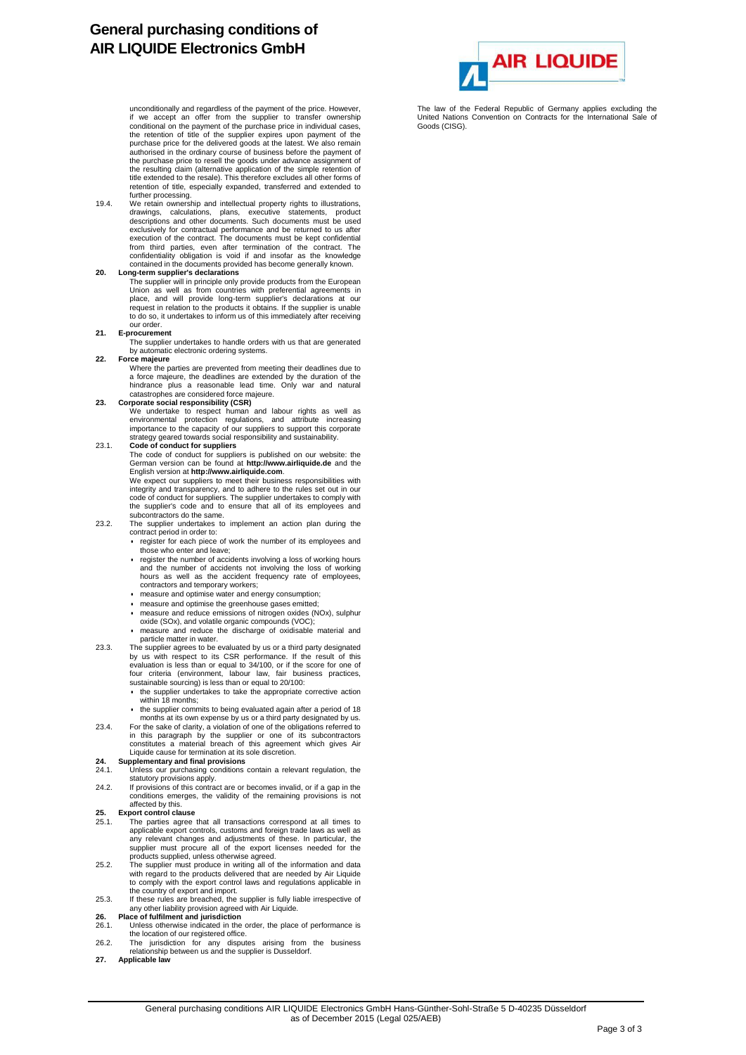unconditionally and regardless of the payment of the price. However, if we accept an offer from the supplier to transfer ownership conditional on the payment of the purchase price in individual cases, the retention of title of the supplier expires upon payment of the purchase price for the delivered goods at the latest. We also remain authorised in the ordinary course of business before the payment of the purchase price to resell the goods under advance assignment of the resulting claim (alternative application of the simple retention of title extended to the resale). This therefore excludes all other forms of retention of title, especially expanded, transferred and extended to further processing.

19.4. We retain ownership and intellectual property rights to illustrations, drawings, calculations, plans, executive statements, product descriptions and other documents. Such documents must be used exclusively for contractual performance and be returned to us after execution of the contract. The documents must be kept confidential from third parties, even after termination of the contract. The confidentiality obligation is void if and insofar as the knowledge contained in the documents provided has become generally known.

**20. Long-term supplier's declarations**

The supplier will in principle only provide products from the European Union as well as from countries with preferential agreements in place, and will provide long-term supplier's declarations at our request in relation to the products it obtains. If the supplier is unable to do so, it undertakes to inform us of this immediately after receiving our order.

**21. E-procurement**

The supplier undertakes to handle orders with us that are generated by automatic electronic ordering systems.

**22. Force majeure**

Where the parties are prevented from meeting their deadlines due to a force majeure, the deadlines are extended by the duration of the hindrance plus a reasonable lead time. Only war and natural catastrophes are considered force majeure.

**23. Corporate social responsibility (CSR)**

We undertake to respect human and labour rights as well as environmental protection regulations, and attribute increasing importance to the capacity of our suppliers to support this corporate strategy geared towards social responsibility and sustainability.

23.1. **Code of conduct for suppliers**

The code of conduct for suppliers is published on our website: the German version can be found at **http://www.airliquide.de** and the English version at **http://www.airliquide.com**.

We expect our suppliers to meet their business responsibilities with integrity and transparency, and to adhere to the rules set out in our code of conduct for suppliers. The supplier undertakes to comply with the supplier's code and to ensure that all of its employees and subcontractors do the same.

23.2. The supplier undertakes to implement an action plan during the contract period in order to:

- register for each piece of work the number of its employees and those who enter and leave;
- register the number of accidents involving a loss of working hours and the number of accidents not involving the loss of working hours as well as the accident frequency rate of employees, contractors and temporary workers;
- measure and optimise water and energy consumption;
- measure and optimise the greenhouse gases emitted;
- measure and reduce emissions of nitrogen oxides (NOx), sulphur oxide (SOx), and volatile organic compounds (VOC);
- measure and reduce the discharge of oxidisable material and particle matter in water.

23.3. The supplier agrees to be evaluated by us or a third party designated by us with respect to its CSR performance. If the result of this evaluation is less than or equal to 34/100, or if the score for one of four criteria (environment, labour law, fair business practices, sustainable sourcing) is less than or equal to 20/100:

- the supplier undertakes to take the appropriate corrective action within 18 months;
- the supplier commits to being evaluated again after a period of 18 months at its own expense by us or a third party designated by us.

23.4. For the sake of clarity, a violation of one of the obligations referred to in this paragraph by the supplier or one of its subcontractors constitutes a material breach of this agreement which gives Air Liquide cause for termination at its sole discretion.

**24. Supplementary and final provisions**

24.1. Unless our purchasing conditions contain a relevant regulation, the statutory provisions apply.

24.2. If provisions of this contract are or becomes invalid, or if a gap in the conditions emerges, the validity of the remaining provisions is not affected by this.

**25. Export control clause**

25.1. The parties agree that all transactions correspond at all times to applicable export controls, customs and foreign trade laws as well as any relevant changes and adjustments of these. In particular, the supplier must procure all of the export licenses needed for the products supplied, unless otherwise agreed.

25.2. The supplier must produce in writing all of the information and data with regard to the products delivered that are needed by Air Liquide to comply with the export control laws and regulations applicable in the country of export and import.

25.3. If these rules are breached, the supplier is fully liable irrespective of any other liability provision agreed with Air Liquide.

**26. Place of fulfilment and jurisdiction**

26.1. Unless otherwise indicated in the order, the place of performance is the location of our registered office.

26.2. The jurisdiction for any disputes arising from the business relationship between us and the supplier is Dusseldorf.

**27. Applicable law**

The law of the Federal Republic of Germany applies excluding the United Nations Convention on Contracts for the International Sale of Goods (CISG).